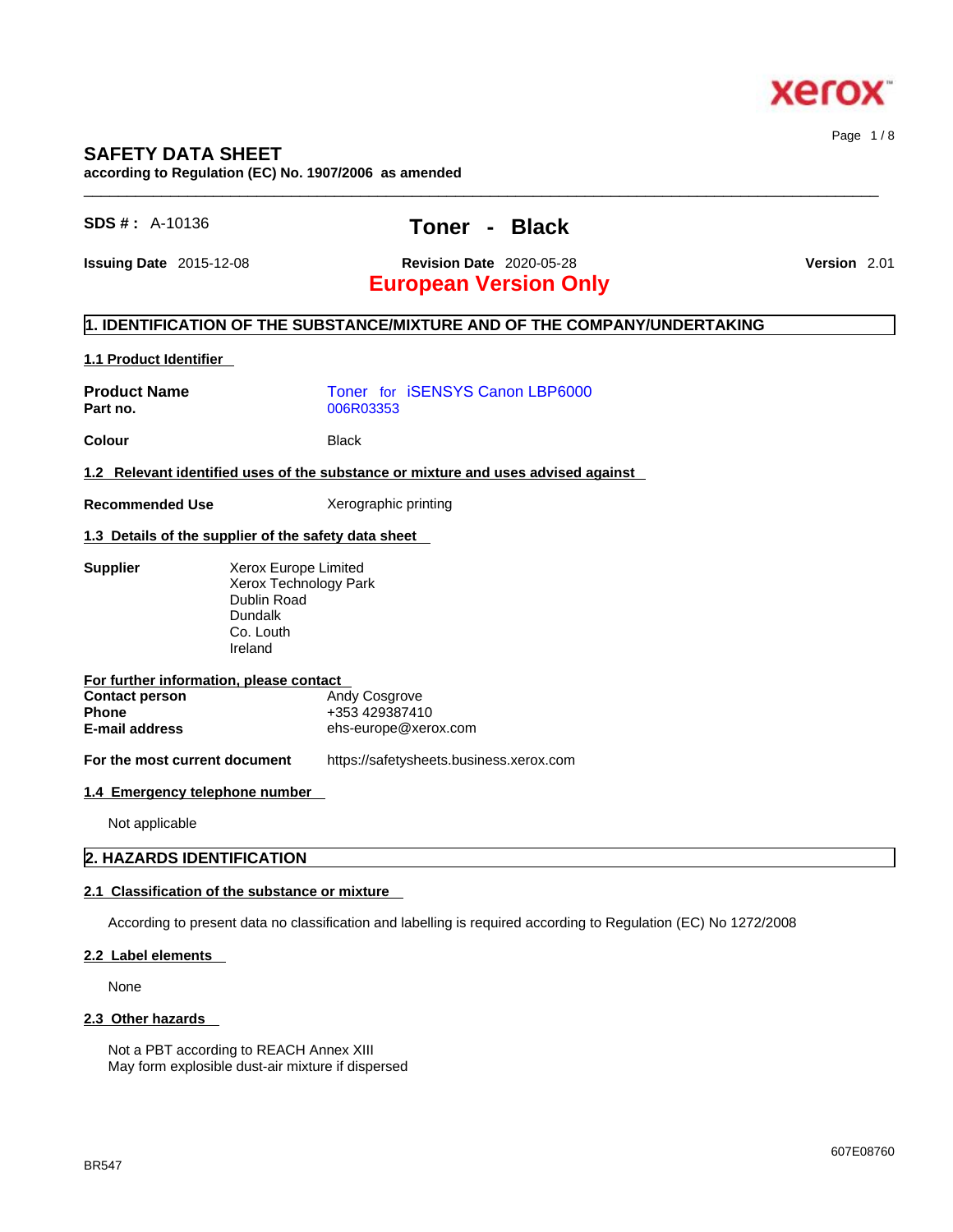# SAFETY DATA SHEET

**according to Regulation (EC) No. 1907/2006 as amended**

**SDS # :** A-10136

## Toner - Black

**Issuing Date** 2015-12-08 **Revision Date** 2020-05-28 **Version** 2.01

**European Version Only**

## 1. IDENTIFICATION OF THE SUBSTANCE/MIXTURE AND OF THE COMPANY/UNDERTAKING

### 1.1 Product Identifier

| | |
|---|---|
| **Product Name** | Toner for iSENSYS Canon LBP6000 |
| **Part no.** | 006R03353 |
| **Colour** | Black |

### 1.2 Relevant identified uses of the substance or mixture and uses advised against

**Recommended Use** Xerographic printing

### 1.3 Details of the supplier of the safety data sheet

**Supplier**
Xerox Europe Limited
Xerox Technology Park
Dublin Road
Dundalk
Co. Louth
Ireland

**For further information, please contact**

| | |
|---|---|
| **Contact person** | Andy Cosgrove |
| **Phone** | +353 429387410 |
| **E-mail address** | ehs-europe@xerox.com |

**For the most current document** https://safetysheets.business.xerox.com

### 1.4 Emergency telephone number

Not applicable

## 2. HAZARDS IDENTIFICATION

### 2.1 Classification of the substance or mixture

According to present data no classification and labelling is required according to Regulation (EC) No 1272/2008

### 2.2 Label elements

None

### 2.3 Other hazards

Not a PBT according to REACH Annex XIII
May form explosible dust-air mixture if dispersed

BR547

607E08760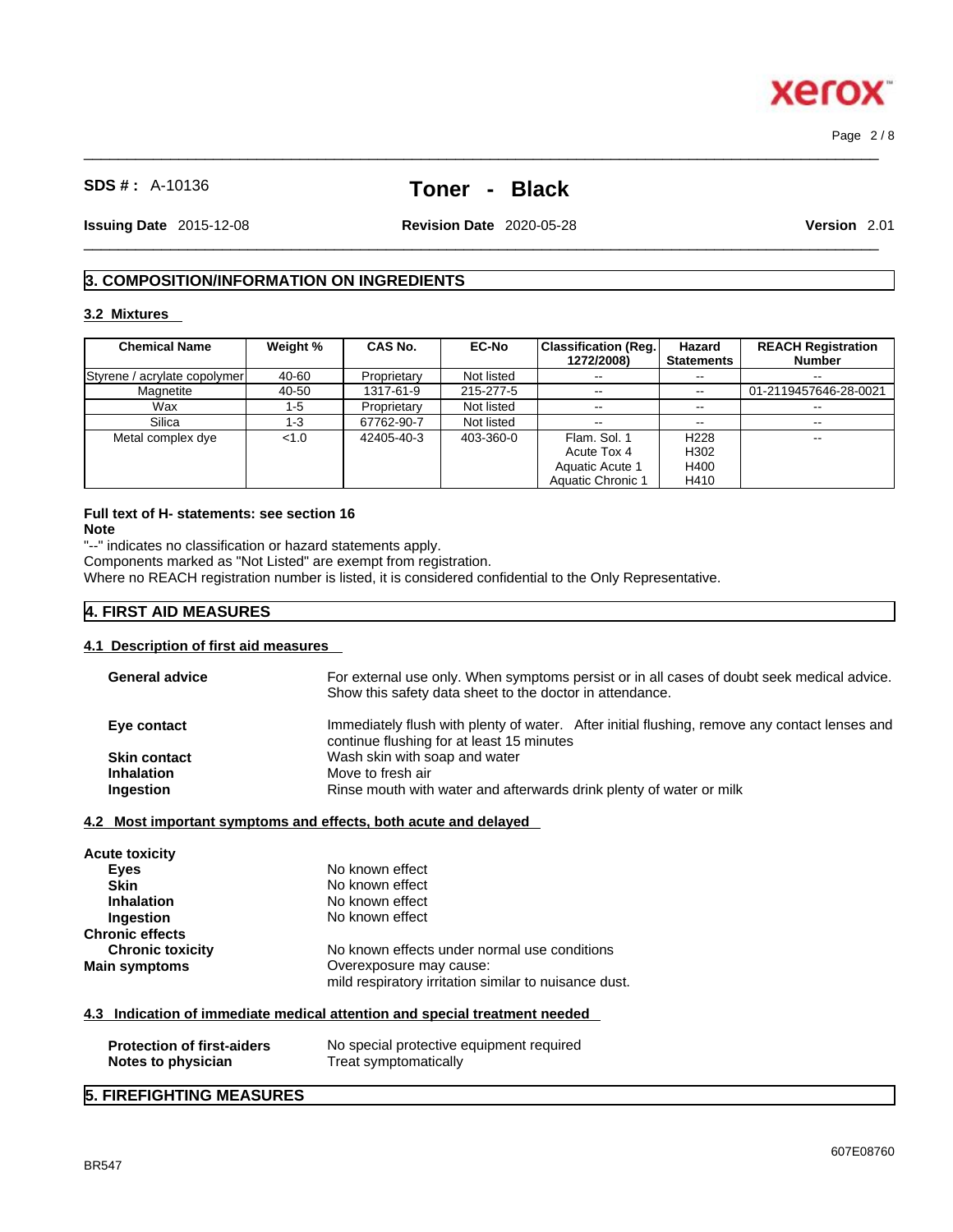**SDS # :** A-10136

# Toner - Black

**Issuing Date** 2015-12-08 **Revision Date** 2020-05-28 **Version** 2.01

## 3. COMPOSITION/INFORMATION ON INGREDIENTS

### 3.2 Mixtures

| Chemical Name | Weight % | CAS No. | EC-No | Classification (Reg. 1272/2008) | Hazard Statements | REACH Registration Number |
|---|---|---|---|---|---|---|
| Styrene / acrylate copolymer | 40-60 | Proprietary | Not listed | -- | -- | -- |
| Magnetite | 40-50 | 1317-61-9 | 215-277-5 | -- | -- | 01-2119457646-28-0021 |
| Wax | 1-5 | Proprietary | Not listed | -- | -- | -- |
| Silica | 1-3 | 67762-90-7 | Not listed | -- | -- | -- |
| Metal complex dye | <1.0 | 42405-40-3 | 403-360-0 | Flam. Sol. 1<br>Acute Tox 4<br>Aquatic Acute 1<br>Aquatic Chronic 1 | H228<br>H302<br>H400<br>H410 | -- |

**Full text of H- statements: see section 16**

**Note**

"--" indicates no classification or hazard statements apply.
Components marked as "Not Listed" are exempt from registration.
Where no REACH registration number is listed, it is considered confidential to the Only Representative.

## 4. FIRST AID MEASURES

### 4.1 Description of first aid measures

**General advice** For external use only. When symptoms persist or in all cases of doubt seek medical advice. Show this safety data sheet to the doctor in attendance.

**Eye contact** Immediately flush with plenty of water. After initial flushing, remove any contact lenses and continue flushing for at least 15 minutes

**Skin contact** Wash skin with soap and water

**Inhalation** Move to fresh air

**Ingestion** Rinse mouth with water and afterwards drink plenty of water or milk

### 4.2 Most important symptoms and effects, both acute and delayed

**Acute toxicity**

**Eyes** No known effect

**Skin** No known effect

**Inhalation** No known effect

**Ingestion** No known effect

**Chronic effects**

**Chronic toxicity** No known effects under normal use conditions

**Main symptoms** Overexposure may cause:
mild respiratory irritation similar to nuisance dust.

### 4.3 Indication of immediate medical attention and special treatment needed

**Protection of first-aiders** No special protective equipment required

**Notes to physician** Treat symptomatically

## 5. FIREFIGHTING MEASURES

BR547

607E08760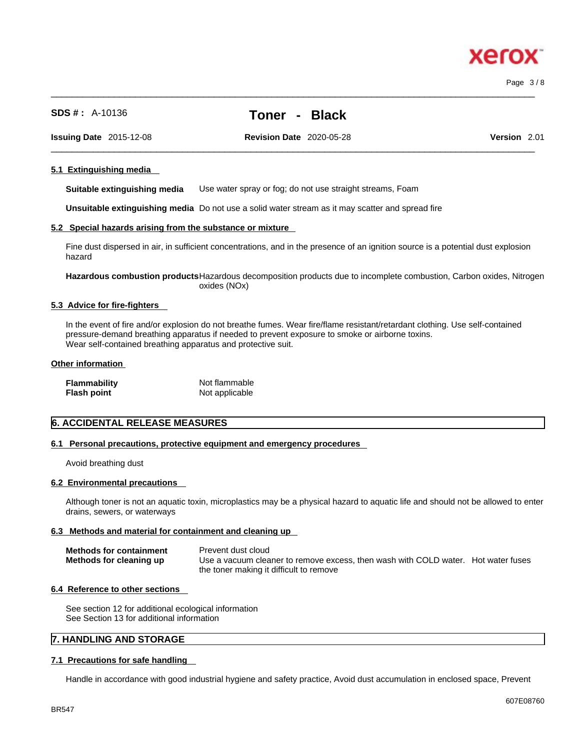#### 5.1 Extinguishing media

**Suitable extinguishing media** Use water spray or fog; do not use straight streams, Foam

**Unsuitable extinguishing media** Do not use a solid water stream as it may scatter and spread fire

#### 5.2 Special hazards arising from the substance or mixture

Fine dust dispersed in air, in sufficient concentrations, and in the presence of an ignition source is a potential dust explosion hazard

**Hazardous combustion products** Hazardous decomposition products due to incomplete combustion, Carbon oxides, Nitrogen oxides (NOx)

#### 5.3 Advice for fire-fighters

In the event of fire and/or explosion do not breathe fumes. Wear fire/flame resistant/retardant clothing. Use self-contained pressure-demand breathing apparatus if needed to prevent exposure to smoke or airborne toxins.
Wear self-contained breathing apparatus and protective suit.

#### Other information

| | |
|---|---|
| **Flammability** | Not flammable |
| **Flash point** | Not applicable |

## 6. ACCIDENTAL RELEASE MEASURES

#### 6.1 Personal precautions, protective equipment and emergency procedures

Avoid breathing dust

#### 6.2 Environmental precautions

Although toner is not an aquatic toxin, microplastics may be a physical hazard to aquatic life and should not be allowed to enter drains, sewers, or waterways

#### 6.3 Methods and material for containment and cleaning up

| | |
|---|---|
| **Methods for containment** | Prevent dust cloud |
| **Methods for cleaning up** | Use a vacuum cleaner to remove excess, then wash with COLD water. Hot water fuses the toner making it difficult to remove |

#### 6.4 Reference to other sections

See section 12 for additional ecological information
See Section 13 for additional information

## 7. HANDLING AND STORAGE

#### 7.1 Precautions for safe handling

Handle in accordance with good industrial hygiene and safety practice, Avoid dust accumulation in enclosed space, Prevent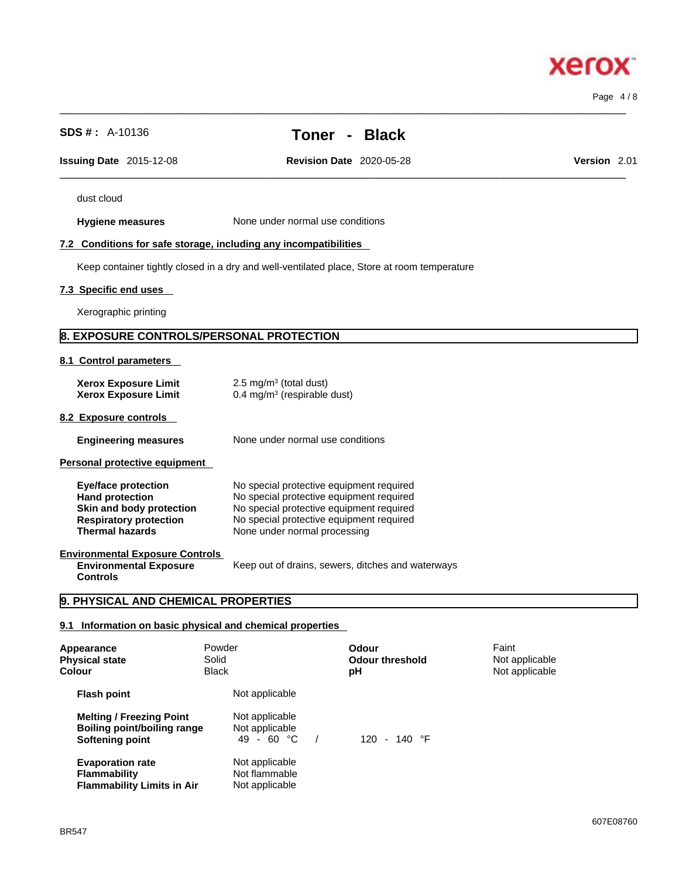dust cloud

| | |
|---|---|
| **Hygiene measures** | None under normal use conditions |

### 7.2 Conditions for safe storage, including any incompatibilities

Keep container tightly closed in a dry and well-ventilated place, Store at room temperature

### 7.3 Specific end uses

Xerographic printing

## 8. EXPOSURE CONTROLS/PERSONAL PROTECTION

### 8.1 Control parameters

| | |
|---|---|
| **Xerox Exposure Limit** | 2.5 mg/m³ (total dust) |
| **Xerox Exposure Limit** | 0.4 mg/m³ (respirable dust) |

### 8.2 Exposure controls

| | |
|---|---|
| **Engineering measures** | None under normal use conditions |

**Personal protective equipment**

| | |
|---|---|
| **Eye/face protection** | No special protective equipment required |
| **Hand protection** | No special protective equipment required |
| **Skin and body protection** | No special protective equipment required |
| **Respiratory protection** | No special protective equipment required |
| **Thermal hazards** | None under normal processing |

**Environmental Exposure Controls**

| | |
|---|---|
| **Environmental Exposure Controls** | Keep out of drains, sewers, ditches and waterways |

## 9. PHYSICAL AND CHEMICAL PROPERTIES

### 9.1 Information on basic physical and chemical properties

| | | | |
|---|---|---|---|
| **Appearance** | Powder | **Odour** | Faint |
| **Physical state** | Solid | **Odour threshold** | Not applicable |
| **Colour** | Black | **pH** | Not applicable |

| | |
|---|---|
| **Flash point** | Not applicable |
| **Melting / Freezing Point** | Not applicable |
| **Boiling point/boiling range** | Not applicable |
| **Softening point** | 49 - 60 °C / 120 - 140 °F |
| **Evaporation rate** | Not applicable |
| **Flammability** | Not flammable |
| **Flammability Limits in Air** | Not applicable |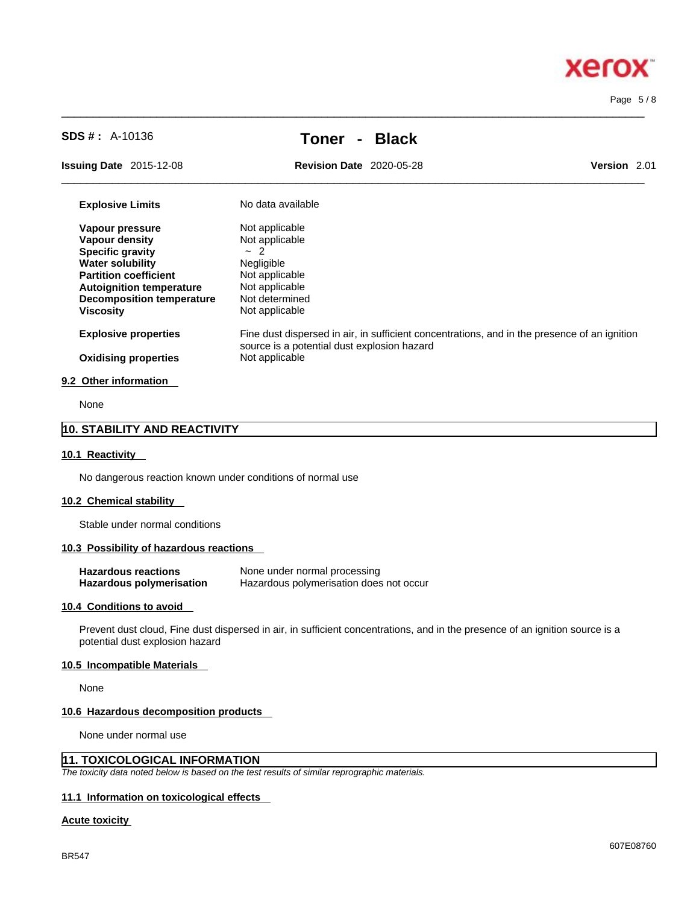| | |
|---|---|
| **Explosive Limits** | No data available |
| **Vapour pressure** | Not applicable |
| **Vapour density** | Not applicable |
| **Specific gravity** | ~ 2 |
| **Water solubility** | Negligible |
| **Partition coefficient** | Not applicable |
| **Autoignition temperature** | Not applicable |
| **Decomposition temperature** | Not determined |
| **Viscosity** | Not applicable |
| **Explosive properties** | Fine dust dispersed in air, in sufficient concentrations, and in the presence of an ignition source is a potential dust explosion hazard |
| **Oxidising properties** | Not applicable |

### 9.2 Other information

None

## 10. STABILITY AND REACTIVITY

### 10.1 Reactivity

No dangerous reaction known under conditions of normal use

### 10.2 Chemical stability

Stable under normal conditions

### 10.3 Possibility of hazardous reactions

| | |
|---|---|
| **Hazardous reactions** | None under normal processing |
| **Hazardous polymerisation** | Hazardous polymerisation does not occur |

### 10.4 Conditions to avoid

Prevent dust cloud, Fine dust dispersed in air, in sufficient concentrations, and in the presence of an ignition source is a potential dust explosion hazard

### 10.5 Incompatible Materials

None

### 10.6 Hazardous decomposition products

None under normal use

## 11. TOXICOLOGICAL INFORMATION

*The toxicity data noted below is based on the test results of similar reprographic materials.*

### 11.1 Information on toxicological effects

**Acute toxicity**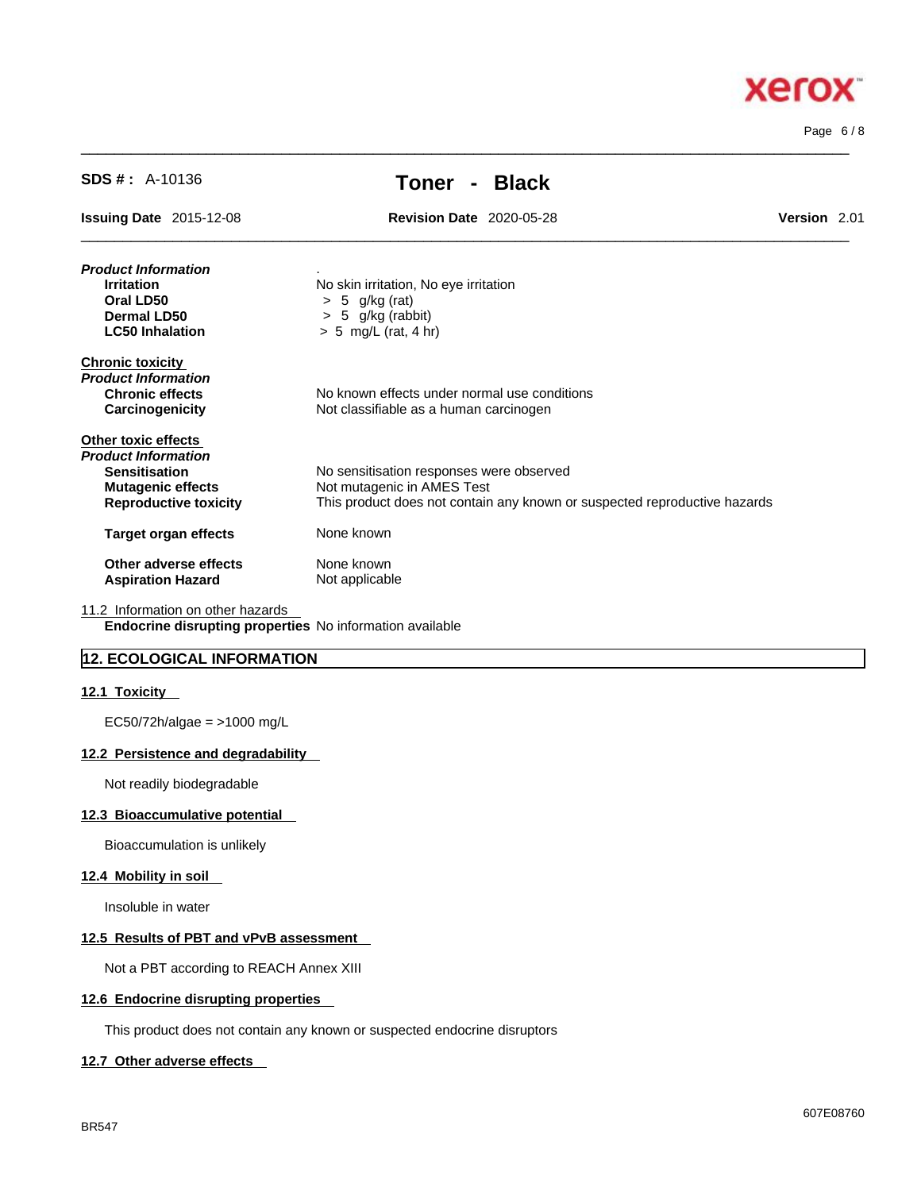**Product Information**

| | |
|---|---|
| **Irritation** | No skin irritation, No eye irritation |
| **Oral LD50** | > 5 g/kg (rat) |
| **Dermal LD50** | > 5 g/kg (rabbit) |
| **LC50 Inhalation** | > 5 mg/L (rat, 4 hr) |

**Chronic toxicity**

***Product Information***

| | |
|---|---|
| **Chronic effects** | No known effects under normal use conditions |
| **Carcinogenicity** | Not classifiable as a human carcinogen |

**Other toxic effects**

***Product Information***

| | |
|---|---|
| **Sensitisation** | No sensitisation responses were observed |
| **Mutagenic effects** | Not mutagenic in AMES Test |
| **Reproductive toxicity** | This product does not contain any known or suspected reproductive hazards |
| **Target organ effects** | None known |
| **Other adverse effects** | None known |
| **Aspiration Hazard** | Not applicable |

11.2 Information on other hazards

**Endocrine disrupting properties** No information available

## 12. ECOLOGICAL INFORMATION

### 12.1 Toxicity

EC50/72h/algae = >1000 mg/L

### 12.2 Persistence and degradability

Not readily biodegradable

### 12.3 Bioaccumulative potential

Bioaccumulation is unlikely

### 12.4 Mobility in soil

Insoluble in water

### 12.5 Results of PBT and vPvB assessment

Not a PBT according to REACH Annex XIII

### 12.6 Endocrine disrupting properties

This product does not contain any known or suspected endocrine disruptors

### 12.7 Other adverse effects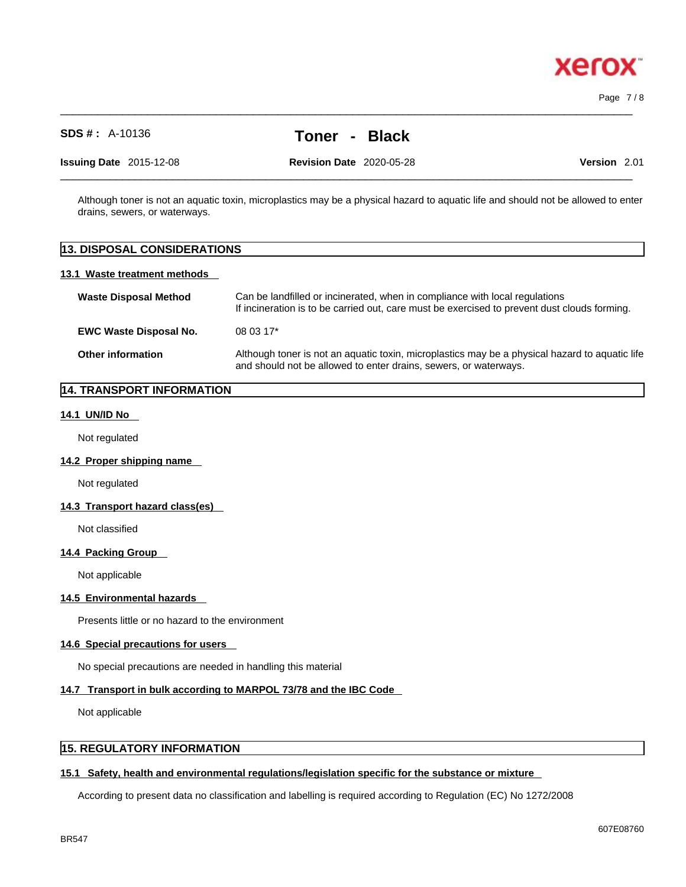Although toner is not an aquatic toxin, microplastics may be a physical hazard to aquatic life and should not be allowed to enter drains, sewers, or waterways.

## 13. DISPOSAL CONSIDERATIONS

### 13.1 Waste treatment methods

| | |
|---|---|
| **Waste Disposal Method** | Can be landfilled or incinerated, when in compliance with local regulations<br>If incineration is to be carried out, care must be exercised to prevent dust clouds forming. |
| **EWC Waste Disposal No.** | 08 03 17* |
| **Other information** | Although toner is not an aquatic toxin, microplastics may be a physical hazard to aquatic life and should not be allowed to enter drains, sewers, or waterways. |

## 14. TRANSPORT INFORMATION

### 14.1 UN/ID No

Not regulated

### 14.2 Proper shipping name

Not regulated

### 14.3 Transport hazard class(es)

Not classified

### 14.4 Packing Group

Not applicable

### 14.5 Environmental hazards

Presents little or no hazard to the environment

### 14.6 Special precautions for users

No special precautions are needed in handling this material

### 14.7 Transport in bulk according to MARPOL 73/78 and the IBC Code

Not applicable

## 15. REGULATORY INFORMATION

### 15.1 Safety, health and environmental regulations/legislation specific for the substance or mixture

According to present data no classification and labelling is required according to Regulation (EC) No 1272/2008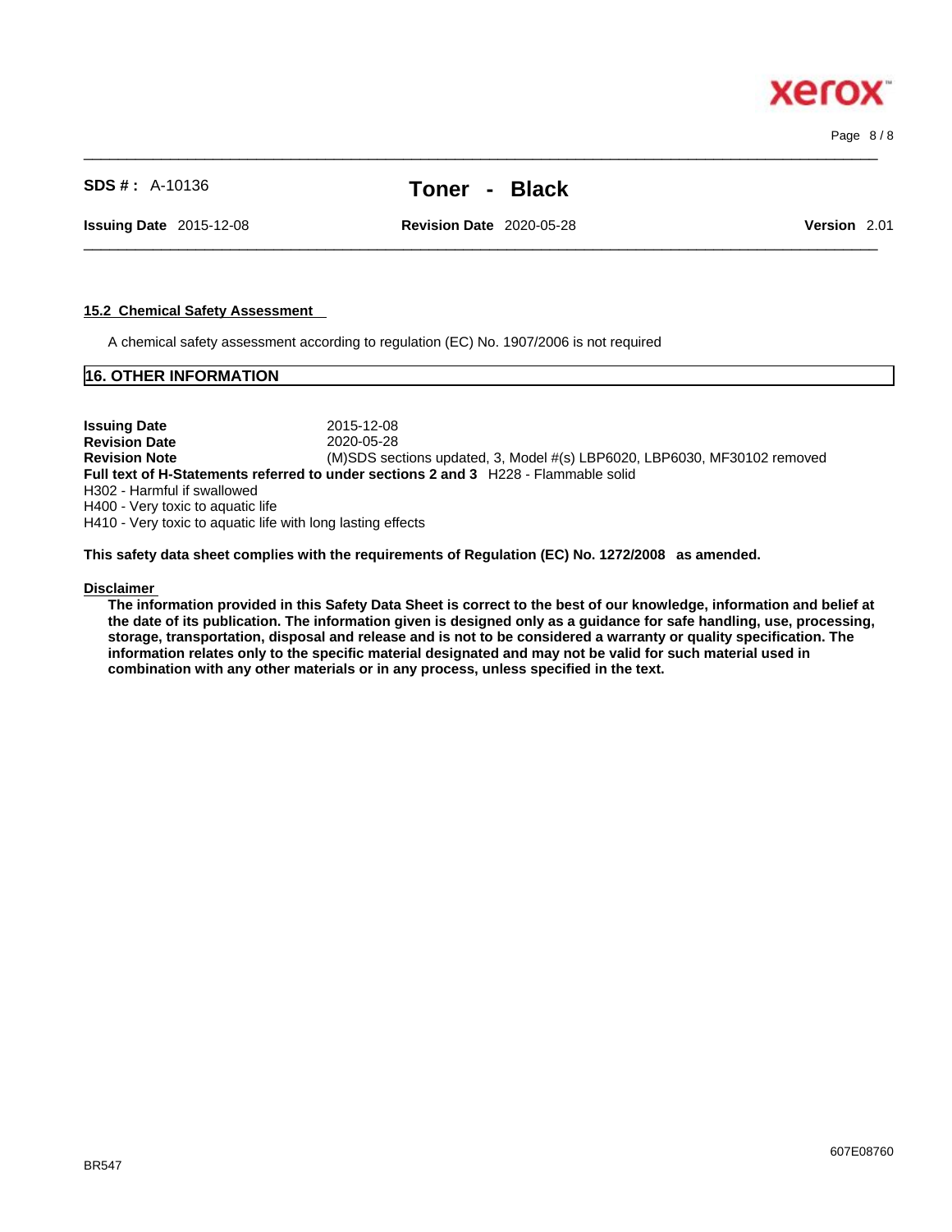### 15.2 Chemical Safety Assessment

A chemical safety assessment according to regulation (EC) No. 1907/2006 is not required

## 16. OTHER INFORMATION

**Issuing Date** 2015-12-08
**Revision Date** 2020-05-28
**Revision Note** (M)SDS sections updated, 3, Model #(s) LBP6020, LBP6030, MF30102 removed
**Full text of H-Statements referred to under sections 2 and 3** H228 - Flammable solid
H302 - Harmful if swallowed
H400 - Very toxic to aquatic life
H410 - Very toxic to aquatic life with long lasting effects

**This safety data sheet complies with the requirements of Regulation (EC) No. 1272/2008 as amended.**

**Disclaimer**

**The information provided in this Safety Data Sheet is correct to the best of our knowledge, information and belief at the date of its publication. The information given is designed only as a guidance for safe handling, use, processing, storage, transportation, disposal and release and is not to be considered a warranty or quality specification. The information relates only to the specific material designated and may not be valid for such material used in combination with any other materials or in any process, unless specified in the text.**